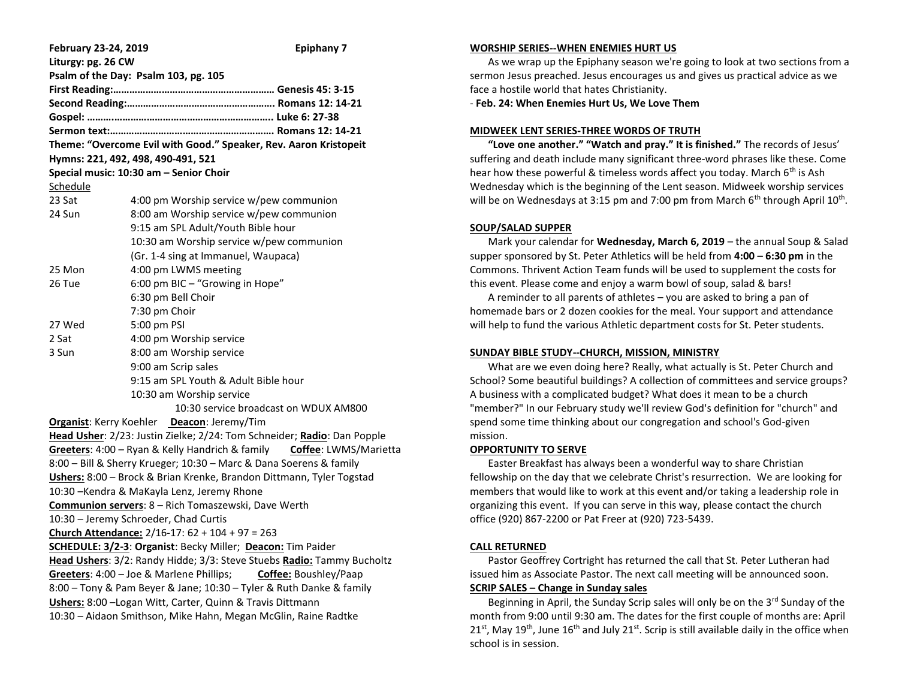**February 23-24, 2019** **Epiphany 7**

**Liturgy: pg. 26 CW**

**Psalm of the Day: Psalm 103, pg. 105**

**First Reading:…………………………………………………… Genesis 45: 3-15**

**Second Reading:………………………………………………. Romans 12: 14-21**

**Gospel: ……..…………………………………………………….. Luke 6: 27-38**

**Sermon text:…………………………………………………… Romans 12: 14-21**

**Theme: "Overcome Evil with Good." Speaker, Rev. Aaron Kristopeit**

**Hymns: 221, 492, 498, 490-491, 521**

**Special music: 10:30 am – Senior Choir**

Schedule

| | |
|---|---|
| 23 Sat | 4:00 pm Worship service w/pew communion |
| 24 Sun | 8:00 am Worship service w/pew communion |
| | 9:15 am SPL Adult/Youth Bible hour |
| | 10:30 am Worship service w/pew communion |
| | (Gr. 1-4 sing at Immanuel, Waupaca) |
| 25 Mon | 4:00 pm LWMS meeting |
| 26 Tue | 6:00 pm BIC – "Growing in Hope" |
| | 6:30 pm Bell Choir |
| | 7:30 pm Choir |
| 27 Wed | 5:00 pm PSI |
| 2 Sat | 4:00 pm Worship service |
| 3 Sun | 8:00 am Worship service |
| | 9:00 am Scrip sales |
| | 9:15 am SPL Youth & Adult Bible hour |
| | 10:30 am Worship service |
| | 10:30 service broadcast on WDUX AM800 |

**Organist**: Kerry Koehler **Deacon**: Jeremy/Tim

**Head Usher**: 2/23: Justin Zielke; 2/24: Tom Schneider; **Radio**: Dan Popple

**Greeters**: 4:00 – Ryan & Kelly Handrich & family **Coffee**: LWMS/Marietta

8:00 – Bill & Sherry Krueger; 10:30 – Marc & Dana Soerens & family

**Ushers:** 8:00 – Brock & Brian Krenke, Brandon Dittmann, Tyler Togstad

10:30 –Kendra & MaKayla Lenz, Jeremy Rhone

**Communion servers**: 8 – Rich Tomaszewski, Dave Werth

10:30 – Jeremy Schroeder, Chad Curtis

**Church Attendance:** 2/16-17: 62 + 104 + 97 = 263

**SCHEDULE: 3/2-3**: **Organist**: Becky Miller; **Deacon:** Tim Paider

**Head Ushers**: 3/2: Randy Hidde; 3/3: Steve Stuebs **Radio:** Tammy Bucholtz

**Greeters**: 4:00 – Joe & Marlene Phillips; **Coffee:** Boushley/Paap

8:00 – Tony & Pam Beyer & Jane; 10:30 – Tyler & Ruth Danke & family

**Ushers:** 8:00 –Logan Witt, Carter, Quinn & Travis Dittmann

10:30 – Aidaon Smithson, Mike Hahn, Megan McGlin, Raine Radtke

## WORSHIP SERIES--WHEN ENEMIES HURT US

As we wrap up the Epiphany season we're going to look at two sections from a sermon Jesus preached. Jesus encourages us and gives us practical advice as we face a hostile world that hates Christianity.

- **Feb. 24: When Enemies Hurt Us, We Love Them**

## MIDWEEK LENT SERIES-THREE WORDS OF TRUTH

**"Love one another." "Watch and pray." It is finished."** The records of Jesus' suffering and death include many significant three-word phrases like these. Come hear how these powerful & timeless words affect you today. March 6th is Ash Wednesday which is the beginning of the Lent season. Midweek worship services will be on Wednesdays at 3:15 pm and 7:00 pm from March 6th through April 10th.

## SOUP/SALAD SUPPER

Mark your calendar for **Wednesday, March 6, 2019** – the annual Soup & Salad supper sponsored by St. Peter Athletics will be held from **4:00 – 6:30 pm** in the Commons. Thrivent Action Team funds will be used to supplement the costs for this event. Please come and enjoy a warm bowl of soup, salad & bars!

A reminder to all parents of athletes – you are asked to bring a pan of homemade bars or 2 dozen cookies for the meal. Your support and attendance will help to fund the various Athletic department costs for St. Peter students.

## SUNDAY BIBLE STUDY--CHURCH, MISSION, MINISTRY

What are we even doing here? Really, what actually is St. Peter Church and School? Some beautiful buildings? A collection of committees and service groups? A business with a complicated budget? What does it mean to be a church "member?" In our February study we'll review God's definition for "church" and spend some time thinking about our congregation and school's God-given mission.

## OPPORTUNITY TO SERVE

Easter Breakfast has always been a wonderful way to share Christian fellowship on the day that we celebrate Christ's resurrection. We are looking for members that would like to work at this event and/or taking a leadership role in organizing this event. If you can serve in this way, please contact the church office (920) 867-2200 or Pat Freer at (920) 723-5439.

## CALL RETURNED

Pastor Geoffrey Cortright has returned the call that St. Peter Lutheran had issued him as Associate Pastor. The next call meeting will be announced soon.

## SCRIP SALES – Change in Sunday sales

Beginning in April, the Sunday Scrip sales will only be on the 3rd Sunday of the month from 9:00 until 9:30 am. The dates for the first couple of months are: April 21st, May 19th, June 16th and July 21st. Scrip is still available daily in the office when school is in session.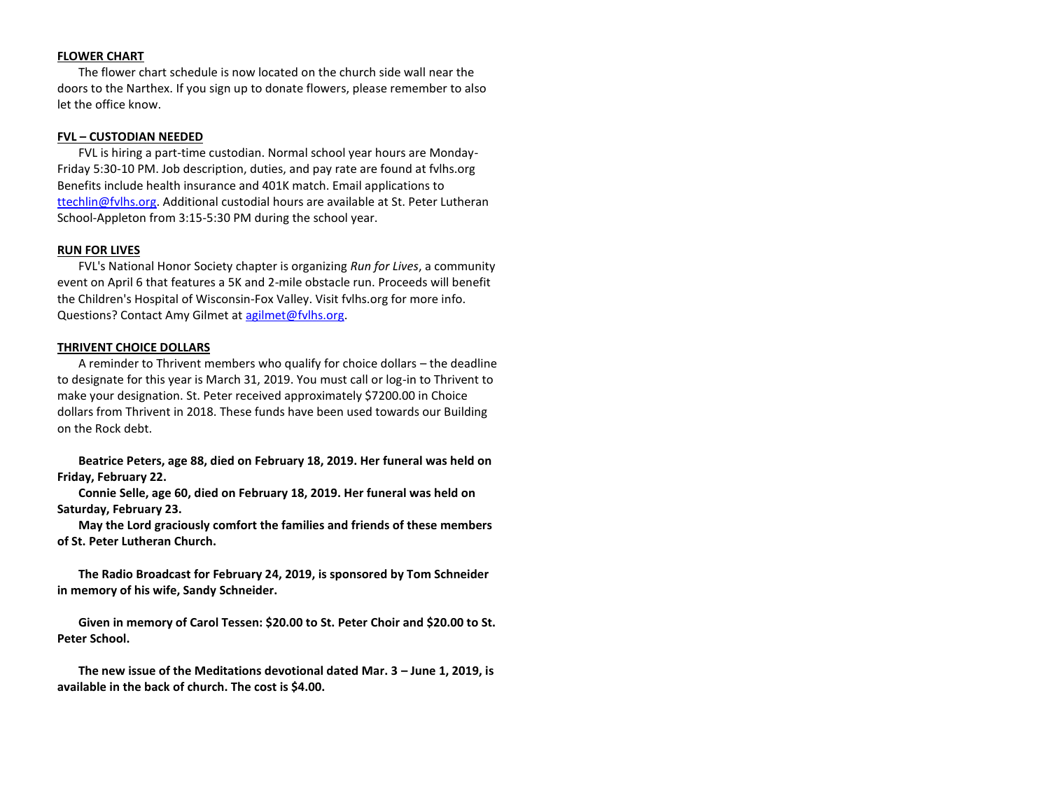**FLOWER CHART**

The flower chart schedule is now located on the church side wall near the doors to the Narthex. If you sign up to donate flowers, please remember to also let the office know.

**FVL – CUSTODIAN NEEDED**

FVL is hiring a part-time custodian. Normal school year hours are Monday-Friday 5:30-10 PM. Job description, duties, and pay rate are found at fvlhs.org Benefits include health insurance and 401K match. Email applications to ttechlin@fvlhs.org. Additional custodial hours are available at St. Peter Lutheran School-Appleton from 3:15-5:30 PM during the school year.

**RUN FOR LIVES**

FVL's National Honor Society chapter is organizing *Run for Lives*, a community event on April 6 that features a 5K and 2-mile obstacle run. Proceeds will benefit the Children's Hospital of Wisconsin-Fox Valley. Visit fvlhs.org for more info. Questions? Contact Amy Gilmet at agilmet@fvlhs.org.

**THRIVENT CHOICE DOLLARS**

A reminder to Thrivent members who qualify for choice dollars – the deadline to designate for this year is March 31, 2019. You must call or log-in to Thrivent to make your designation. St. Peter received approximately $7200.00 in Choice dollars from Thrivent in 2018. These funds have been used towards our Building on the Rock debt.

**Beatrice Peters, age 88, died on February 18, 2019. Her funeral was held on Friday, February 22.**

**Connie Selle, age 60, died on February 18, 2019. Her funeral was held on Saturday, February 23.**

**May the Lord graciously comfort the families and friends of these members of St. Peter Lutheran Church.**

**The Radio Broadcast for February 24, 2019, is sponsored by Tom Schneider in memory of his wife, Sandy Schneider.**

**Given in memory of Carol Tessen: $20.00 to St. Peter Choir and $20.00 to St. Peter School.**

**The new issue of the Meditations devotional dated Mar. 3 – June 1, 2019, is available in the back of church. The cost is $4.00.**